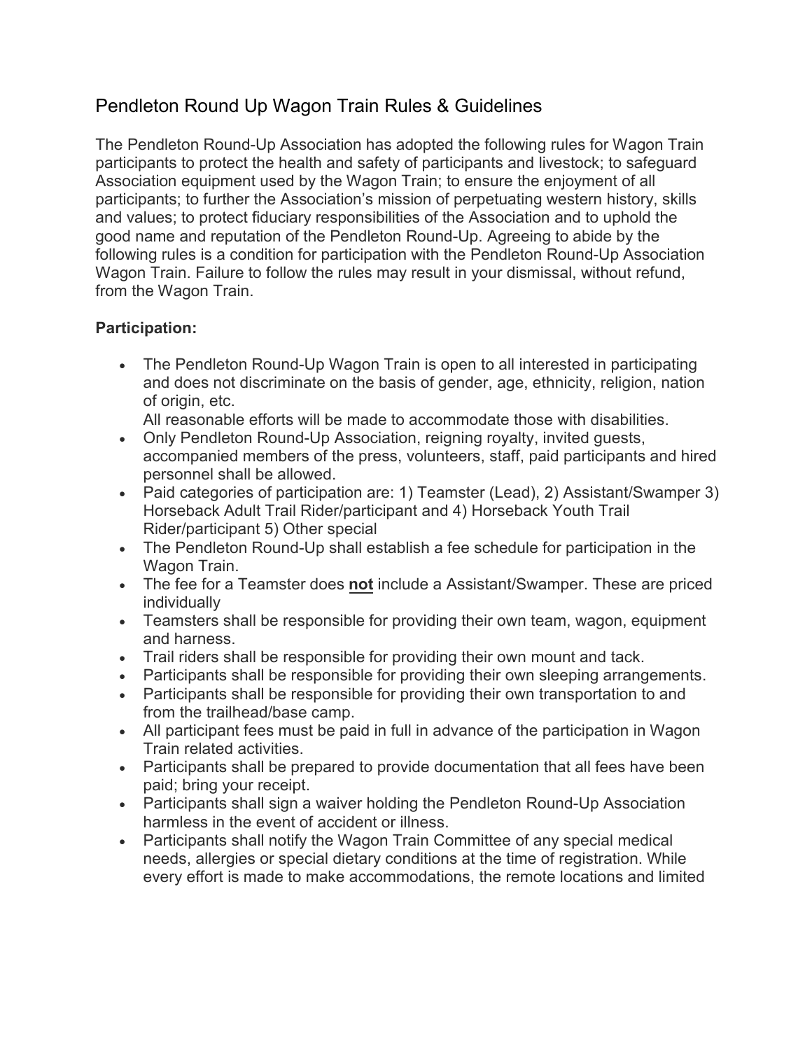# Pendleton Round Up Wagon Train Rules & Guidelines

The Pendleton Round-Up Association has adopted the following rules for Wagon Train participants to protect the health and safety of participants and livestock; to safeguard Association equipment used by the Wagon Train; to ensure the enjoyment of all participants; to further the Association's mission of perpetuating western history, skills and values; to protect fiduciary responsibilities of the Association and to uphold the good name and reputation of the Pendleton Round-Up. Agreeing to abide by the following rules is a condition for participation with the Pendleton Round-Up Association Wagon Train. Failure to follow the rules may result in your dismissal, without refund, from the Wagon Train.

**Participation:**

- The Pendleton Round-Up Wagon Train is open to all interested in participating and does not discriminate on the basis of gender, age, ethnicity, religion, nation of origin, etc.
  All reasonable efforts will be made to accommodate those with disabilities.
- Only Pendleton Round-Up Association, reigning royalty, invited guests, accompanied members of the press, volunteers, staff, paid participants and hired personnel shall be allowed.
- Paid categories of participation are: 1) Teamster (Lead), 2) Assistant/Swamper 3) Horseback Adult Trail Rider/participant and 4) Horseback Youth Trail Rider/participant 5) Other special
- The Pendleton Round-Up shall establish a fee schedule for participation in the Wagon Train.
- The fee for a Teamster does **not** include a Assistant/Swamper. These are priced individually
- Teamsters shall be responsible for providing their own team, wagon, equipment and harness.
- Trail riders shall be responsible for providing their own mount and tack.
- Participants shall be responsible for providing their own sleeping arrangements.
- Participants shall be responsible for providing their own transportation to and from the trailhead/base camp.
- All participant fees must be paid in full in advance of the participation in Wagon Train related activities.
- Participants shall be prepared to provide documentation that all fees have been paid; bring your receipt.
- Participants shall sign a waiver holding the Pendleton Round-Up Association harmless in the event of accident or illness.
- Participants shall notify the Wagon Train Committee of any special medical needs, allergies or special dietary conditions at the time of registration. While every effort is made to make accommodations, the remote locations and limited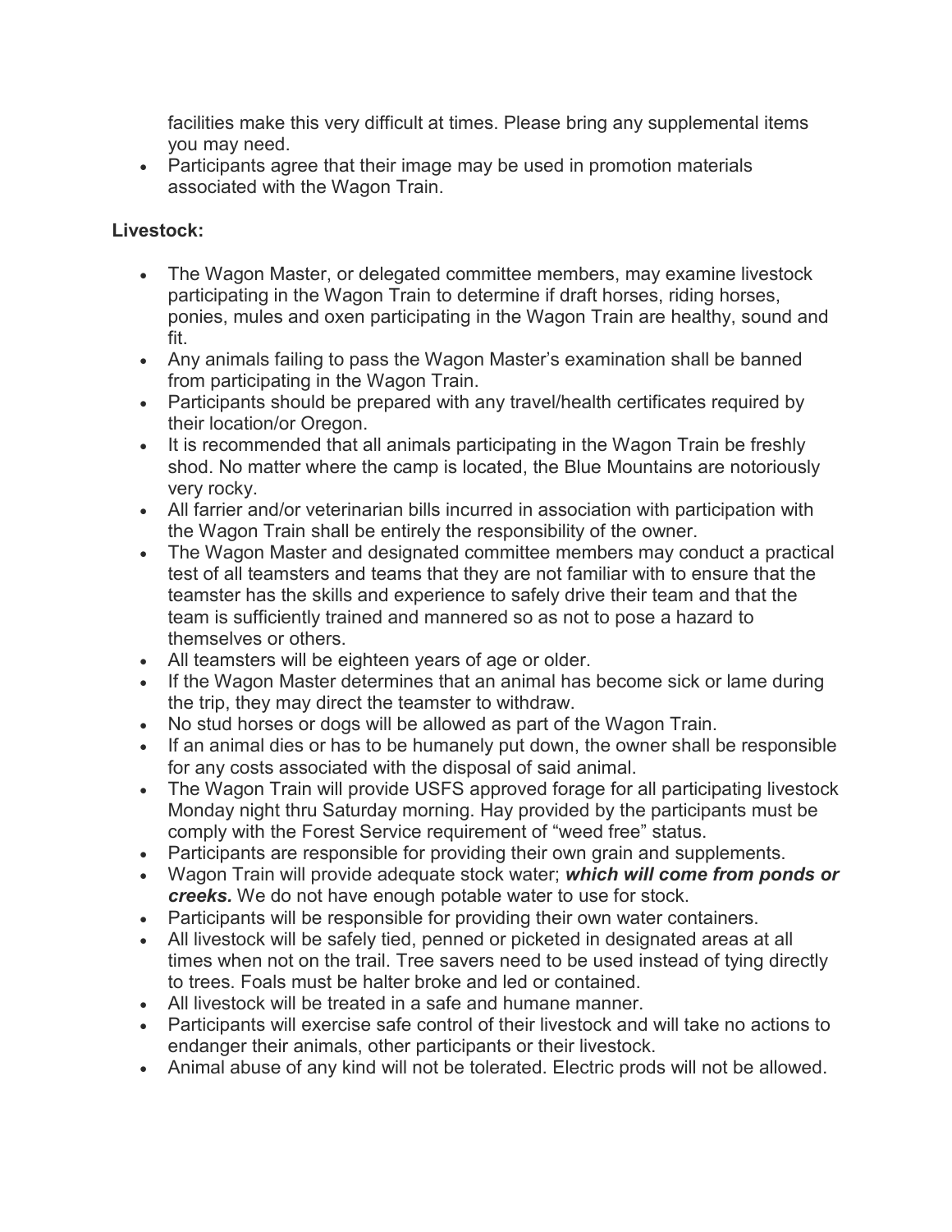facilities make this very difficult at times. Please bring any supplemental items you may need.
- Participants agree that their image may be used in promotion materials associated with the Wagon Train.

**Livestock:**

- The Wagon Master, or delegated committee members, may examine livestock participating in the Wagon Train to determine if draft horses, riding horses, ponies, mules and oxen participating in the Wagon Train are healthy, sound and fit.
- Any animals failing to pass the Wagon Master's examination shall be banned from participating in the Wagon Train.
- Participants should be prepared with any travel/health certificates required by their location/or Oregon.
- It is recommended that all animals participating in the Wagon Train be freshly shod. No matter where the camp is located, the Blue Mountains are notoriously very rocky.
- All farrier and/or veterinarian bills incurred in association with participation with the Wagon Train shall be entirely the responsibility of the owner.
- The Wagon Master and designated committee members may conduct a practical test of all teamsters and teams that they are not familiar with to ensure that the teamster has the skills and experience to safely drive their team and that the team is sufficiently trained and mannered so as not to pose a hazard to themselves or others.
- All teamsters will be eighteen years of age or older.
- If the Wagon Master determines that an animal has become sick or lame during the trip, they may direct the teamster to withdraw.
- No stud horses or dogs will be allowed as part of the Wagon Train.
- If an animal dies or has to be humanely put down, the owner shall be responsible for any costs associated with the disposal of said animal.
- The Wagon Train will provide USFS approved forage for all participating livestock Monday night thru Saturday morning. Hay provided by the participants must be comply with the Forest Service requirement of "weed free" status.
- Participants are responsible for providing their own grain and supplements.
- Wagon Train will provide adequate stock water; ***which will come from ponds or creeks.*** We do not have enough potable water to use for stock.
- Participants will be responsible for providing their own water containers.
- All livestock will be safely tied, penned or picketed in designated areas at all times when not on the trail. Tree savers need to be used instead of tying directly to trees. Foals must be halter broke and led or contained.
- All livestock will be treated in a safe and humane manner.
- Participants will exercise safe control of their livestock and will take no actions to endanger their animals, other participants or their livestock.
- Animal abuse of any kind will not be tolerated. Electric prods will not be allowed.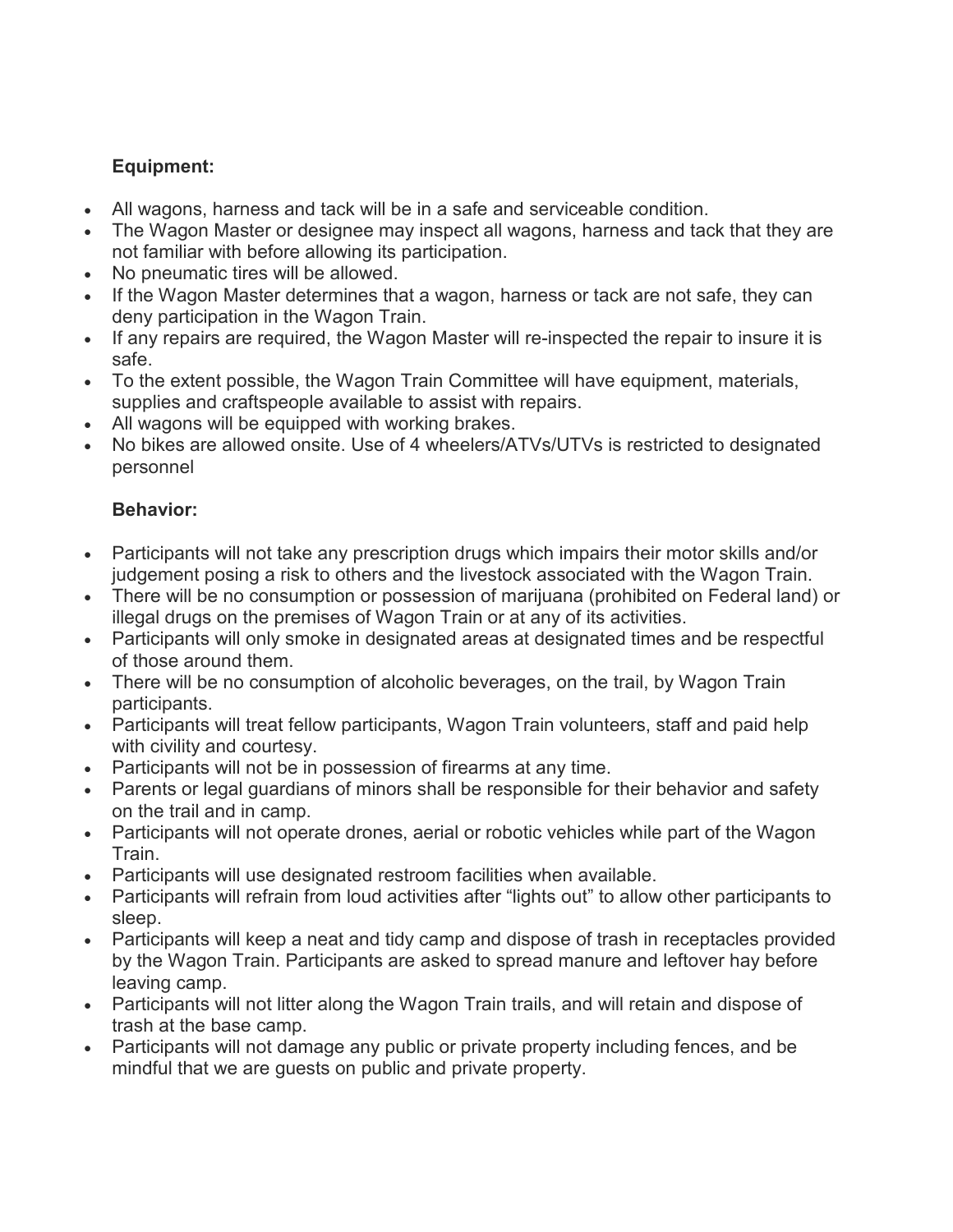**Equipment:**

- All wagons, harness and tack will be in a safe and serviceable condition.
- The Wagon Master or designee may inspect all wagons, harness and tack that they are not familiar with before allowing its participation.
- No pneumatic tires will be allowed.
- If the Wagon Master determines that a wagon, harness or tack are not safe, they can deny participation in the Wagon Train.
- If any repairs are required, the Wagon Master will re-inspected the repair to insure it is safe.
- To the extent possible, the Wagon Train Committee will have equipment, materials, supplies and craftspeople available to assist with repairs.
- All wagons will be equipped with working brakes.
- No bikes are allowed onsite. Use of 4 wheelers/ATVs/UTVs is restricted to designated personnel

**Behavior:**

- Participants will not take any prescription drugs which impairs their motor skills and/or judgement posing a risk to others and the livestock associated with the Wagon Train.
- There will be no consumption or possession of marijuana (prohibited on Federal land) or illegal drugs on the premises of Wagon Train or at any of its activities.
- Participants will only smoke in designated areas at designated times and be respectful of those around them.
- There will be no consumption of alcoholic beverages, on the trail, by Wagon Train participants.
- Participants will treat fellow participants, Wagon Train volunteers, staff and paid help with civility and courtesy.
- Participants will not be in possession of firearms at any time.
- Parents or legal guardians of minors shall be responsible for their behavior and safety on the trail and in camp.
- Participants will not operate drones, aerial or robotic vehicles while part of the Wagon Train.
- Participants will use designated restroom facilities when available.
- Participants will refrain from loud activities after "lights out" to allow other participants to sleep.
- Participants will keep a neat and tidy camp and dispose of trash in receptacles provided by the Wagon Train. Participants are asked to spread manure and leftover hay before leaving camp.
- Participants will not litter along the Wagon Train trails, and will retain and dispose of trash at the base camp.
- Participants will not damage any public or private property including fences, and be mindful that we are guests on public and private property.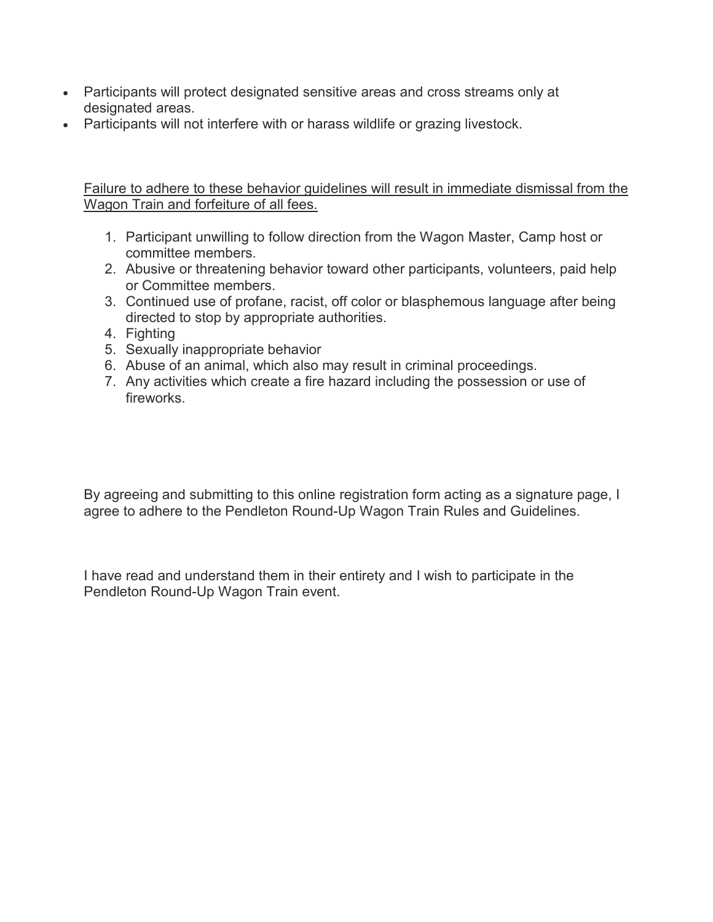- Participants will protect designated sensitive areas and cross streams only at designated areas.
- Participants will not interfere with or harass wildlife or grazing livestock.

<u>Failure to adhere to these behavior guidelines will result in immediate dismissal from the Wagon Train and forfeiture of all fees.</u>

1. Participant unwilling to follow direction from the Wagon Master, Camp host or committee members.
2. Abusive or threatening behavior toward other participants, volunteers, paid help or Committee members.
3. Continued use of profane, racist, off color or blasphemous language after being directed to stop by appropriate authorities.
4. Fighting
5. Sexually inappropriate behavior
6. Abuse of an animal, which also may result in criminal proceedings.
7. Any activities which create a fire hazard including the possession or use of fireworks.

By agreeing and submitting to this online registration form acting as a signature page, I agree to adhere to the Pendleton Round-Up Wagon Train Rules and Guidelines.

I have read and understand them in their entirety and I wish to participate in the Pendleton Round-Up Wagon Train event.